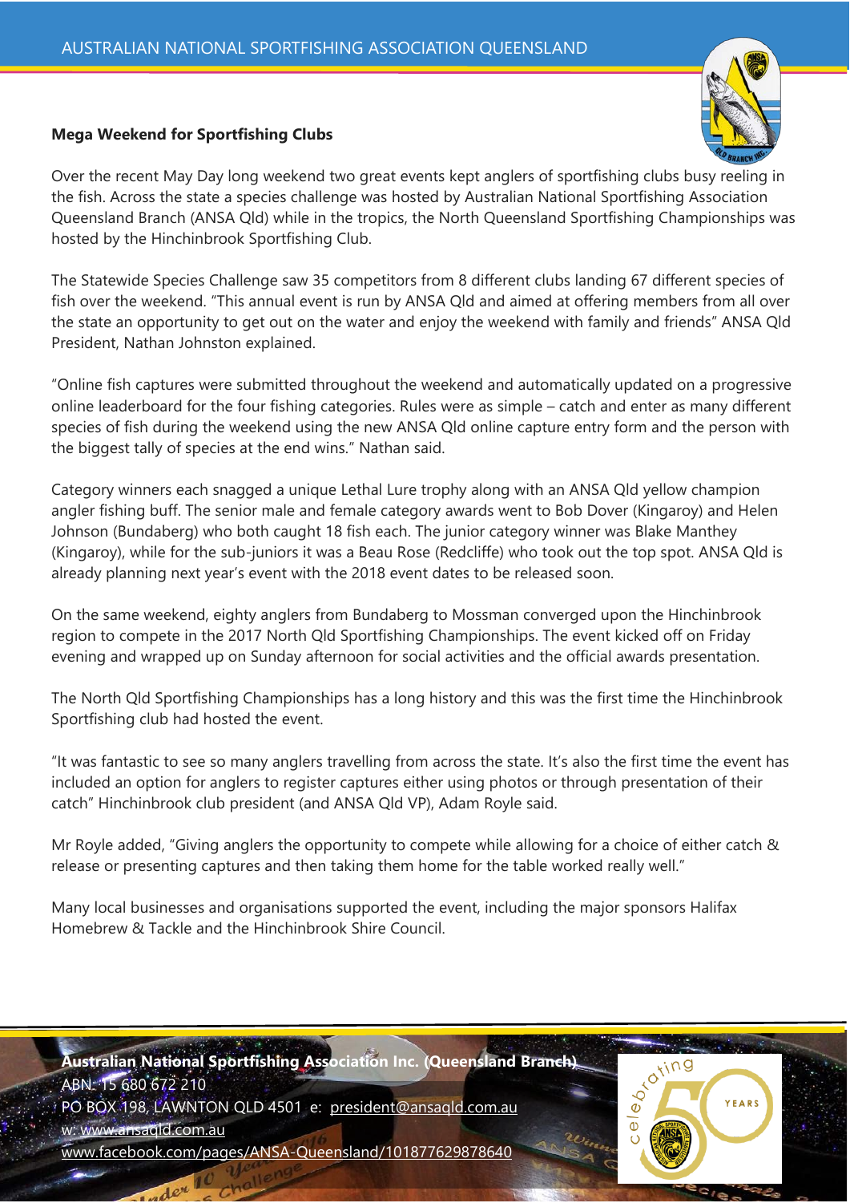# Mega Weekend for Sportfishing Clubs

Over the recent May Day long weekend two great events kept anglers of sportfishing clubs busy reeling in the fish. Across the state a species challenge was hosted by Australian National Sportfishing Association Queensland Branch (ANSA Qld) while in the tropics, the North Queensland Sportfishing Championships was hosted by the Hinchinbrook Sportfishing Club.

The Statewide Species Challenge saw 35 competitors from 8 different clubs landing 67 different species of fish over the weekend. "This annual event is run by ANSA Qld and aimed at offering members from all over the state an opportunity to get out on the water and enjoy the weekend with family and friends" ANSA Qld President, Nathan Johnston explained.

"Online fish captures were submitted throughout the weekend and automatically updated on a progressive online leaderboard for the four fishing categories. Rules were as simple – catch and enter as many different species of fish during the weekend using the new ANSA Qld online capture entry form and the person with the biggest tally of species at the end wins." Nathan said.

Category winners each snagged a unique Lethal Lure trophy along with an ANSA Qld yellow champion angler fishing buff. The senior male and female category awards went to Bob Dover (Kingaroy) and Helen Johnson (Bundaberg) who both caught 18 fish each. The junior category winner was Blake Manthey (Kingaroy), while for the sub-juniors it was a Beau Rose (Redcliffe) who took out the top spot. ANSA Qld is already planning next year's event with the 2018 event dates to be released soon.

On the same weekend, eighty anglers from Bundaberg to Mossman converged upon the Hinchinbrook region to compete in the 2017 North Qld Sportfishing Championships. The event kicked off on Friday evening and wrapped up on Sunday afternoon for social activities and the official awards presentation.

The North Qld Sportfishing Championships has a long history and this was the first time the Hinchinbrook Sportfishing club had hosted the event.

"It was fantastic to see so many anglers travelling from across the state. It's also the first time the event has included an option for anglers to register captures either using photos or through presentation of their catch" Hinchinbrook club president (and ANSA Qld VP), Adam Royle said.

Mr Royle added, "Giving anglers the opportunity to compete while allowing for a choice of either catch & release or presenting captures and then taking them home for the table worked really well."

Many local businesses and organisations supported the event, including the major sponsors Halifax Homebrew & Tackle and the Hinchinbrook Shire Council.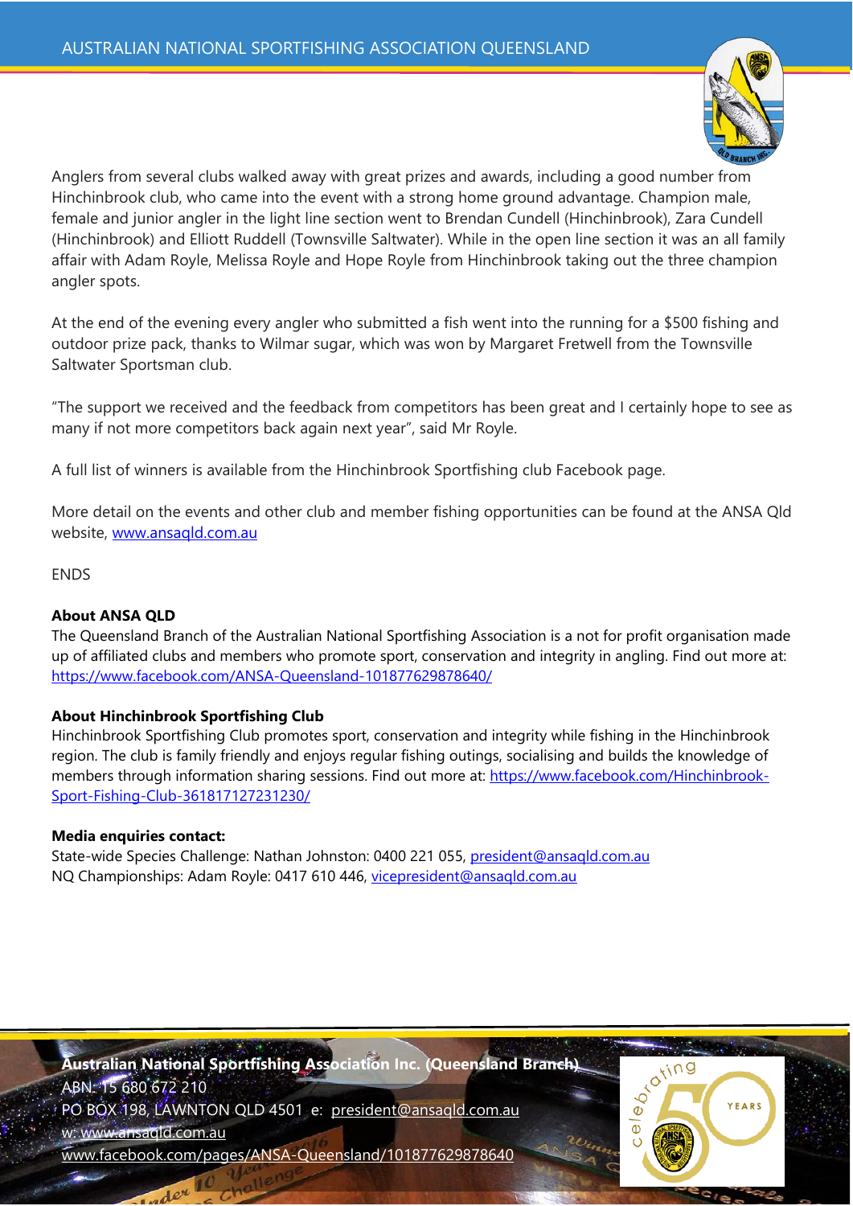Anglers from several clubs walked away with great prizes and awards, including a good number from Hinchinbrook club, who came into the event with a strong home ground advantage. Champion male, female and junior angler in the light line section went to Brendan Cundell (Hinchinbrook), Zara Cundell (Hinchinbrook) and Elliott Ruddell (Townsville Saltwater). While in the open line section it was an all family affair with Adam Royle, Melissa Royle and Hope Royle from Hinchinbrook taking out the three champion angler spots.

At the end of the evening every angler who submitted a fish went into the running for a $500 fishing and outdoor prize pack, thanks to Wilmar sugar, which was won by Margaret Fretwell from the Townsville Saltwater Sportsman club.

"The support we received and the feedback from competitors has been great and I certainly hope to see as many if not more competitors back again next year", said Mr Royle.

A full list of winners is available from the Hinchinbrook Sportfishing club Facebook page.

More detail on the events and other club and member fishing opportunities can be found at the ANSA Qld website, [www.ansaqld.com.au](http://www.ansaqld.com.au)

ENDS

**About ANSA QLD**
The Queensland Branch of the Australian National Sportfishing Association is a not for profit organisation made up of affiliated clubs and members who promote sport, conservation and integrity in angling. Find out more at: https://www.facebook.com/ANSA-Queensland-101877629878640/

**About Hinchinbrook Sportfishing Club**
Hinchinbrook Sportfishing Club promotes sport, conservation and integrity while fishing in the Hinchinbrook region. The club is family friendly and enjoys regular fishing outings, socialising and builds the knowledge of members through information sharing sessions. Find out more at: https://www.facebook.com/Hinchinbrook-Sport-Fishing-Club-361817127231230/

**Media enquiries contact:**
State-wide Species Challenge: Nathan Johnston: 0400 221 055, president@ansaqld.com.au
NQ Championships: Adam Royle: 0417 610 446, vicepresident@ansaqld.com.au

**Australian National Sportfishing Association Inc. (Queensland Branch)**
ABN: 15 680 672 210
PO BOX 198, LAWNTON QLD 4501 e: president@ansaqld.com.au
w: www.ansaqld.com.au
www.facebook.com/pages/ANSA-Queensland/101877629878640